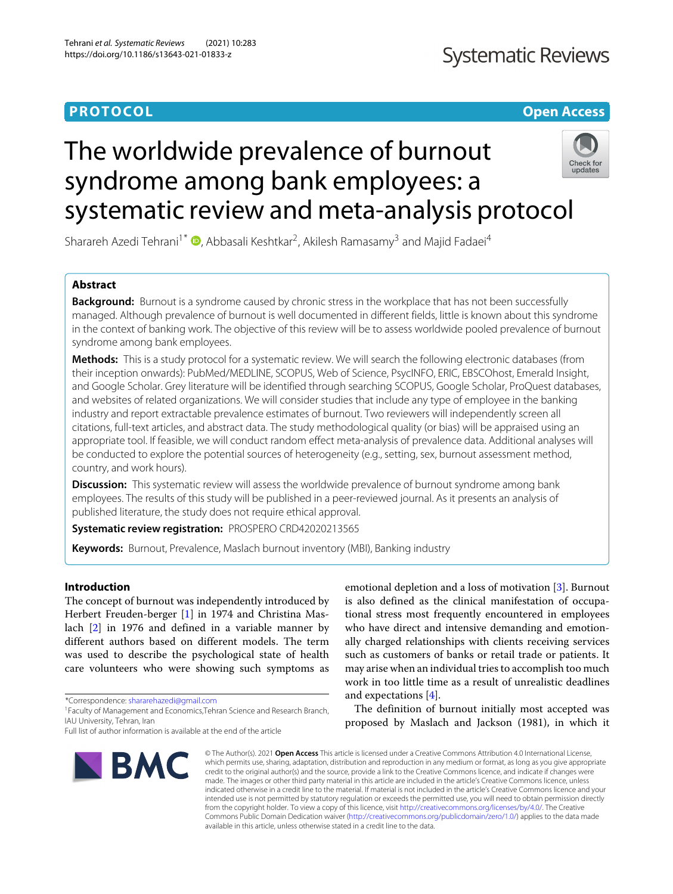PROTOCOL

Open Access

# The worldwide prevalence of burnout syndrome among bank employees: a systematic review and meta-analysis protocol

Sharareh Azedi Tehrani[1*], Abbasali Keshtkar[2], Akilesh Ramasamy[3] and Majid Fadaei[4]

## Abstract

**Background:** Burnout is a syndrome caused by chronic stress in the workplace that has not been successfully managed. Although prevalence of burnout is well documented in different fields, little is known about this syndrome in the context of banking work. The objective of this review will be to assess worldwide pooled prevalence of burnout syndrome among bank employees.

**Methods:** This is a study protocol for a systematic review. We will search the following electronic databases (from their inception onwards): PubMed/MEDLINE, SCOPUS, Web of Science, PsycINFO, ERIC, EBSCOhost, Emerald Insight, and Google Scholar. Grey literature will be identified through searching SCOPUS, Google Scholar, ProQuest databases, and websites of related organizations. We will consider studies that include any type of employee in the banking industry and report extractable prevalence estimates of burnout. Two reviewers will independently screen all citations, full-text articles, and abstract data. The study methodological quality (or bias) will be appraised using an appropriate tool. If feasible, we will conduct random effect meta-analysis of prevalence data. Additional analyses will be conducted to explore the potential sources of heterogeneity (e.g., setting, sex, burnout assessment method, country, and work hours).

**Discussion:** This systematic review will assess the worldwide prevalence of burnout syndrome among bank employees. The results of this study will be published in a peer-reviewed journal. As it presents an analysis of published literature, the study does not require ethical approval.

**Systematic review registration:** PROSPERO CRD42020213565

**Keywords:** Burnout, Prevalence, Maslach burnout inventory (MBI), Banking industry

## Introduction

The concept of burnout was independently introduced by Herbert Freuden-berger [1] in 1974 and Christina Maslach [2] in 1976 and defined in a variable manner by different authors based on different models. The term was used to describe the psychological state of health care volunteers who were showing such symptoms as emotional depletion and a loss of motivation [3]. Burnout is also defined as the clinical manifestation of occupational stress most frequently encountered in employees who have direct and intensive demanding and emotionally charged relationships with clients receiving services such as customers of banks or retail trade or patients. It may arise when an individual tries to accomplish too much work in too little time as a result of unrealistic deadlines and expectations [4].

The definition of burnout initially most accepted was proposed by Maslach and Jackson (1981), in which it

*Correspondence: shararehazedi@gmail.com

[1] Faculty of Management and Economics,Tehran Science and Research Branch, IAU University, Tehran, Iran

Full list of author information is available at the end of the article

© The Author(s). 2021 **Open Access** This article is licensed under a Creative Commons Attribution 4.0 International License, which permits use, sharing, adaptation, distribution and reproduction in any medium or format, as long as you give appropriate credit to the original author(s) and the source, provide a link to the Creative Commons licence, and indicate if changes were made. The images or other third party material in this article are included in the article's Creative Commons licence, unless indicated otherwise in a credit line to the material. If material is not included in the article's Creative Commons licence and your intended use is not permitted by statutory regulation or exceeds the permitted use, you will need to obtain permission directly from the copyright holder. To view a copy of this licence, visit http://creativecommons.org/licenses/by/4.0/. The Creative Commons Public Domain Dedication waiver (http://creativecommons.org/publicdomain/zero/1.0/) applies to the data made available in this article, unless otherwise stated in a credit line to the data.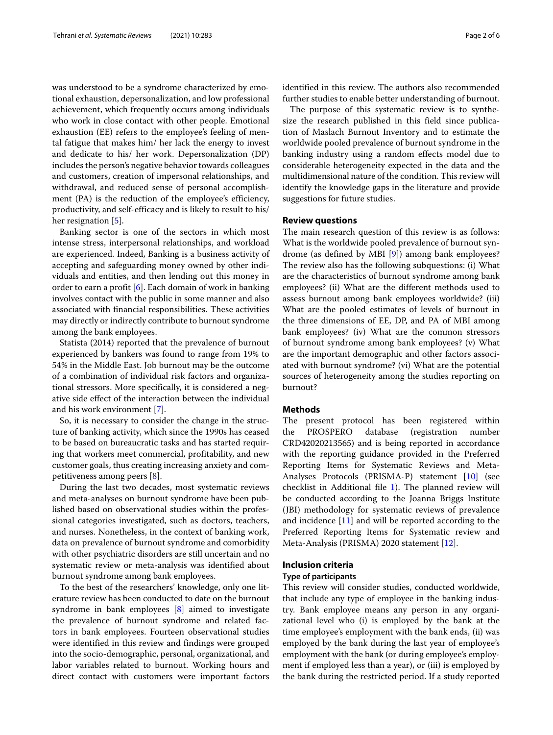was understood to be a syndrome characterized by emotional exhaustion, depersonalization, and low professional achievement, which frequently occurs among individuals who work in close contact with other people. Emotional exhaustion (EE) refers to the employee's feeling of mental fatigue that makes him/ her lack the energy to invest and dedicate to his/ her work. Depersonalization (DP) includes the person's negative behavior towards colleagues and customers, creation of impersonal relationships, and withdrawal, and reduced sense of personal accomplishment (PA) is the reduction of the employee's efficiency, productivity, and self-efficacy and is likely to result to his/ her resignation [5].

Banking sector is one of the sectors in which most intense stress, interpersonal relationships, and workload are experienced. Indeed, Banking is a business activity of accepting and safeguarding money owned by other individuals and entities, and then lending out this money in order to earn a profit [6]. Each domain of work in banking involves contact with the public in some manner and also associated with financial responsibilities. These activities may directly or indirectly contribute to burnout syndrome among the bank employees.

Statista (2014) reported that the prevalence of burnout experienced by bankers was found to range from 19% to 54% in the Middle East. Job burnout may be the outcome of a combination of individual risk factors and organizational stressors. More specifically, it is considered a negative side effect of the interaction between the individual and his work environment [7].

So, it is necessary to consider the change in the structure of banking activity, which since the 1990s has ceased to be based on bureaucratic tasks and has started requiring that workers meet commercial, profitability, and new customer goals, thus creating increasing anxiety and competitiveness among peers [8].

During the last two decades, most systematic reviews and meta-analyses on burnout syndrome have been published based on observational studies within the professional categories investigated, such as doctors, teachers, and nurses. Nonetheless, in the context of banking work, data on prevalence of burnout syndrome and comorbidity with other psychiatric disorders are still uncertain and no systematic review or meta-analysis was identified about burnout syndrome among bank employees.

To the best of the researchers' knowledge, only one literature review has been conducted to date on the burnout syndrome in bank employees [8] aimed to investigate the prevalence of burnout syndrome and related factors in bank employees. Fourteen observational studies were identified in this review and findings were grouped into the socio-demographic, personal, organizational, and labor variables related to burnout. Working hours and direct contact with customers were important factors identified in this review. The authors also recommended further studies to enable better understanding of burnout.

The purpose of this systematic review is to synthesize the research published in this field since publication of Maslach Burnout Inventory and to estimate the worldwide pooled prevalence of burnout syndrome in the banking industry using a random effects model due to considerable heterogeneity expected in the data and the multidimensional nature of the condition. This review will identify the knowledge gaps in the literature and provide suggestions for future studies.

## Review questions

The main research question of this review is as follows: What is the worldwide pooled prevalence of burnout syndrome (as defined by MBI [9]) among bank employees? The review also has the following subquestions: (i) What are the characteristics of burnout syndrome among bank employees? (ii) What are the different methods used to assess burnout among bank employees worldwide? (iii) What are the pooled estimates of levels of burnout in the three dimensions of EE, DP, and PA of MBI among bank employees? (iv) What are the common stressors of burnout syndrome among bank employees? (v) What are the important demographic and other factors associated with burnout syndrome? (vi) What are the potential sources of heterogeneity among the studies reporting on burnout?

## Methods

The present protocol has been registered within the PROSPERO database (registration number CRD42020213565) and is being reported in accordance with the reporting guidance provided in the Preferred Reporting Items for Systematic Reviews and Meta-Analyses Protocols (PRISMA-P) statement [10] (see checklist in Additional file 1). The planned review will be conducted according to the Joanna Briggs Institute (JBI) methodology for systematic reviews of prevalence and incidence [11] and will be reported according to the Preferred Reporting Items for Systematic review and Meta-Analysis (PRISMA) 2020 statement [12].

## Inclusion criteria

### Type of participants

This review will consider studies, conducted worldwide, that include any type of employee in the banking industry. Bank employee means any person in any organizational level who (i) is employed by the bank at the time employee's employment with the bank ends, (ii) was employed by the bank during the last year of employee's employment with the bank (or during employee's employment if employed less than a year), or (iii) is employed by the bank during the restricted period. If a study reported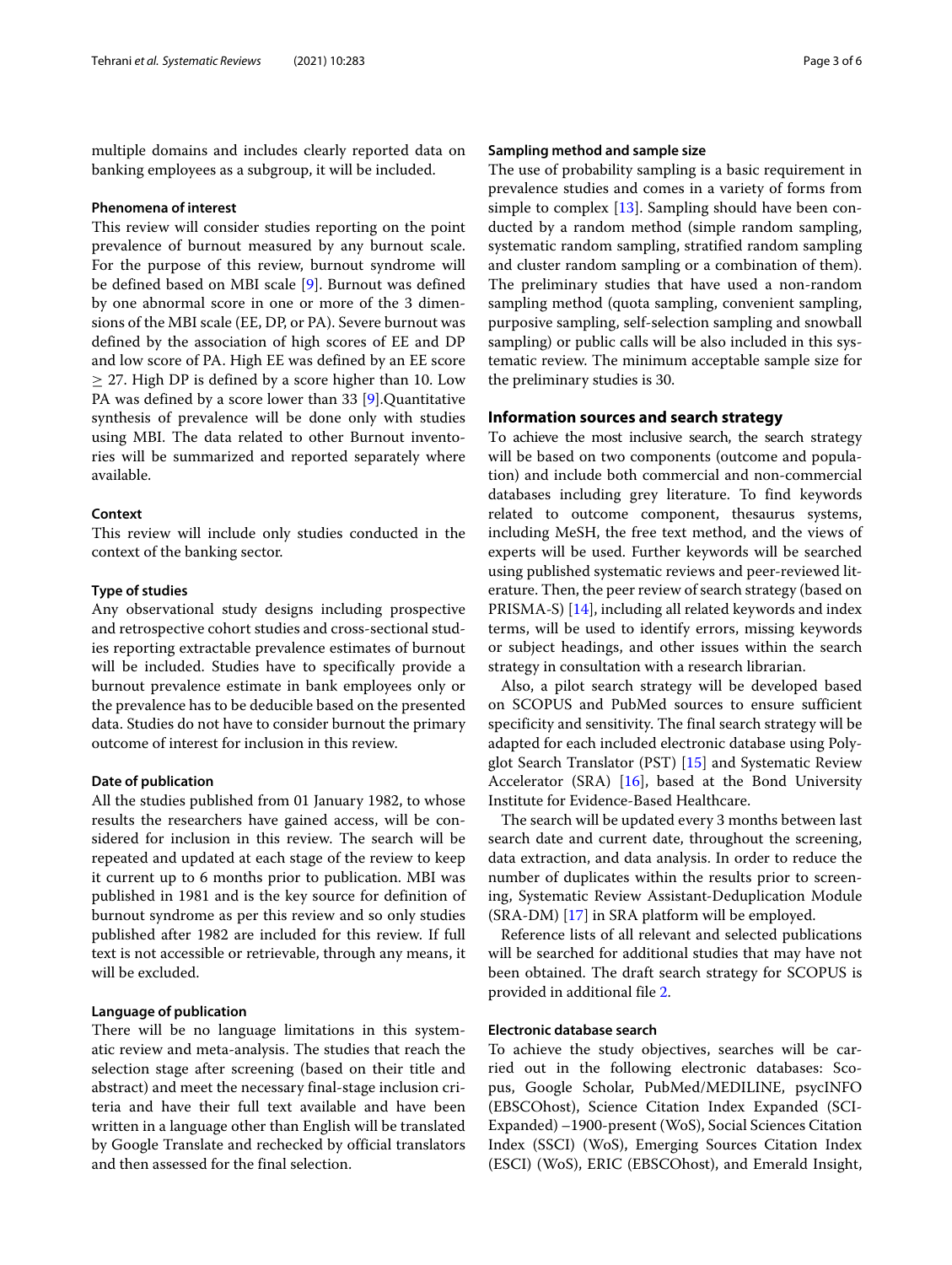multiple domains and includes clearly reported data on banking employees as a subgroup, it will be included.

#### Phenomena of interest

This review will consider studies reporting on the point prevalence of burnout measured by any burnout scale. For the purpose of this review, burnout syndrome will be defined based on MBI scale [9]. Burnout was defined by one abnormal score in one or more of the 3 dimensions of the MBI scale (EE, DP, or PA). Severe burnout was defined by the association of high scores of EE and DP and low score of PA. High EE was defined by an EE score $\geq$ 27. High DP is defined by a score higher than 10. Low PA was defined by a score lower than 33 [9].Quantitative synthesis of prevalence will be done only with studies using MBI. The data related to other Burnout inventories will be summarized and reported separately where available.

#### Context

This review will include only studies conducted in the context of the banking sector.

#### Type of studies

Any observational study designs including prospective and retrospective cohort studies and cross-sectional studies reporting extractable prevalence estimates of burnout will be included. Studies have to specifically provide a burnout prevalence estimate in bank employees only or the prevalence has to be deducible based on the presented data. Studies do not have to consider burnout the primary outcome of interest for inclusion in this review.

#### Date of publication

All the studies published from 01 January 1982, to whose results the researchers have gained access, will be considered for inclusion in this review. The search will be repeated and updated at each stage of the review to keep it current up to 6 months prior to publication. MBI was published in 1981 and is the key source for definition of burnout syndrome as per this review and so only studies published after 1982 are included for this review. If full text is not accessible or retrievable, through any means, it will be excluded.

#### Language of publication

There will be no language limitations in this systematic review and meta-analysis. The studies that reach the selection stage after screening (based on their title and abstract) and meet the necessary final-stage inclusion criteria and have their full text available and have been written in a language other than English will be translated by Google Translate and rechecked by official translators and then assessed for the final selection.

#### Sampling method and sample size

The use of probability sampling is a basic requirement in prevalence studies and comes in a variety of forms from simple to complex [13]. Sampling should have been conducted by a random method (simple random sampling, systematic random sampling, stratified random sampling and cluster random sampling or a combination of them). The preliminary studies that have used a non-random sampling method (quota sampling, convenient sampling, purposive sampling, self-selection sampling and snowball sampling) or public calls will be also included in this systematic review. The minimum acceptable sample size for the preliminary studies is 30.

### Information sources and search strategy

To achieve the most inclusive search, the search strategy will be based on two components (outcome and population) and include both commercial and non-commercial databases including grey literature. To find keywords related to outcome component, thesaurus systems, including MeSH, the free text method, and the views of experts will be used. Further keywords will be searched using published systematic reviews and peer-reviewed literature. Then, the peer review of search strategy (based on PRISMA-S) [14], including all related keywords and index terms, will be used to identify errors, missing keywords or subject headings, and other issues within the search strategy in consultation with a research librarian.

Also, a pilot search strategy will be developed based on SCOPUS and PubMed sources to ensure sufficient specificity and sensitivity. The final search strategy will be adapted for each included electronic database using Polyglot Search Translator (PST) [15] and Systematic Review Accelerator (SRA) [16], based at the Bond University Institute for Evidence-Based Healthcare.

The search will be updated every 3 months between last search date and current date, throughout the screening, data extraction, and data analysis. In order to reduce the number of duplicates within the results prior to screening, Systematic Review Assistant-Deduplication Module (SRA-DM) [17] in SRA platform will be employed.

Reference lists of all relevant and selected publications will be searched for additional studies that may have not been obtained. The draft search strategy for SCOPUS is provided in additional file 2.

#### Electronic database search

To achieve the study objectives, searches will be carried out in the following electronic databases: Scopus, Google Scholar, PubMed/MEDILINE, psycINFO (EBSCOhost), Science Citation Index Expanded (SCI-Expanded) –1900-present (WoS), Social Sciences Citation Index (SSCI) (WoS), Emerging Sources Citation Index (ESCI) (WoS), ERIC (EBSCOhost), and Emerald Insight,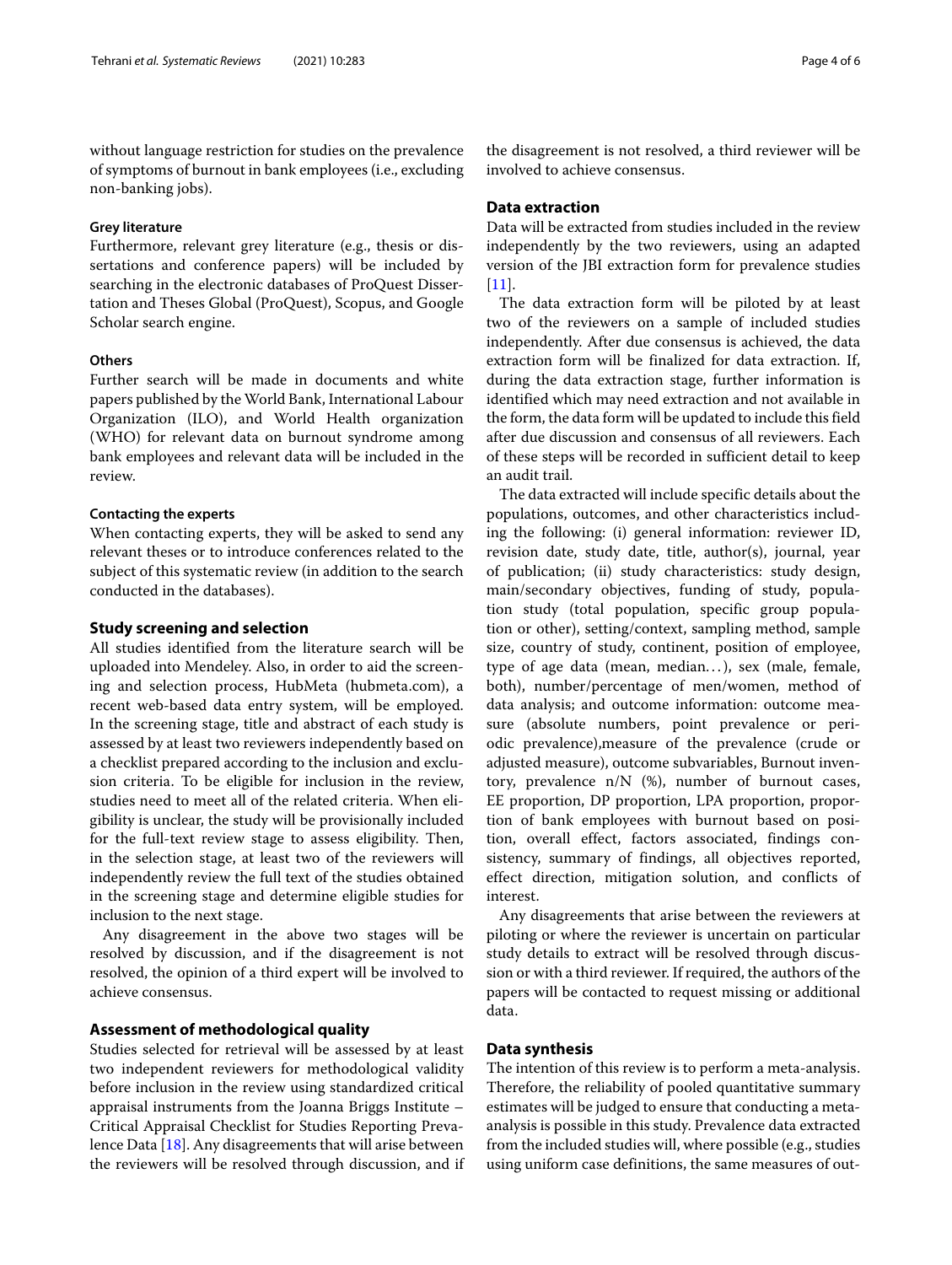without language restriction for studies on the prevalence of symptoms of burnout in bank employees (i.e., excluding non-banking jobs).

#### Grey literature

Furthermore, relevant grey literature (e.g., thesis or dissertations and conference papers) will be included by searching in the electronic databases of ProQuest Dissertation and Theses Global (ProQuest), Scopus, and Google Scholar search engine.

#### Others

Further search will be made in documents and white papers published by the World Bank, International Labour Organization (ILO), and World Health organization (WHO) for relevant data on burnout syndrome among bank employees and relevant data will be included in the review.

#### Contacting the experts

When contacting experts, they will be asked to send any relevant theses or to introduce conferences related to the subject of this systematic review (in addition to the search conducted in the databases).

### Study screening and selection

All studies identified from the literature search will be uploaded into Mendeley. Also, in order to aid the screening and selection process, HubMeta (hubmeta.com), a recent web-based data entry system, will be employed. In the screening stage, title and abstract of each study is assessed by at least two reviewers independently based on a checklist prepared according to the inclusion and exclusion criteria. To be eligible for inclusion in the review, studies need to meet all of the related criteria. When eligibility is unclear, the study will be provisionally included for the full-text review stage to assess eligibility. Then, in the selection stage, at least two of the reviewers will independently review the full text of the studies obtained in the screening stage and determine eligible studies for inclusion to the next stage.

Any disagreement in the above two stages will be resolved by discussion, and if the disagreement is not resolved, the opinion of a third expert will be involved to achieve consensus.

### Assessment of methodological quality

Studies selected for retrieval will be assessed by at least two independent reviewers for methodological validity before inclusion in the review using standardized critical appraisal instruments from the Joanna Briggs Institute – Critical Appraisal Checklist for Studies Reporting Prevalence Data [18]. Any disagreements that will arise between the reviewers will be resolved through discussion, and if the disagreement is not resolved, a third reviewer will be involved to achieve consensus.

### Data extraction

Data will be extracted from studies included in the review independently by the two reviewers, using an adapted version of the JBI extraction form for prevalence studies [11].

The data extraction form will be piloted by at least two of the reviewers on a sample of included studies independently. After due consensus is achieved, the data extraction form will be finalized for data extraction. If, during the data extraction stage, further information is identified which may need extraction and not available in the form, the data form will be updated to include this field after due discussion and consensus of all reviewers. Each of these steps will be recorded in sufficient detail to keep an audit trail.

The data extracted will include specific details about the populations, outcomes, and other characteristics including the following: (i) general information: reviewer ID, revision date, study date, title, author(s), journal, year of publication; (ii) study characteristics: study design, main/secondary objectives, funding of study, population study (total population, specific group population or other), setting/context, sampling method, sample size, country of study, continent, position of employee, type of age data (mean, median…), sex (male, female, both), number/percentage of men/women, method of data analysis; and outcome information: outcome measure (absolute numbers, point prevalence or periodic prevalence),measure of the prevalence (crude or adjusted measure), outcome subvariables, Burnout inventory, prevalence n/N (%), number of burnout cases, EE proportion, DP proportion, LPA proportion, proportion of bank employees with burnout based on position, overall effect, factors associated, findings consistency, summary of findings, all objectives reported, effect direction, mitigation solution, and conflicts of interest.

Any disagreements that arise between the reviewers at piloting or where the reviewer is uncertain on particular study details to extract will be resolved through discussion or with a third reviewer. If required, the authors of the papers will be contacted to request missing or additional data.

### Data synthesis

The intention of this review is to perform a meta-analysis. Therefore, the reliability of pooled quantitative summary estimates will be judged to ensure that conducting a meta-analysis is possible in this study. Prevalence data extracted from the included studies will, where possible (e.g., studies using uniform case definitions, the same measures of out-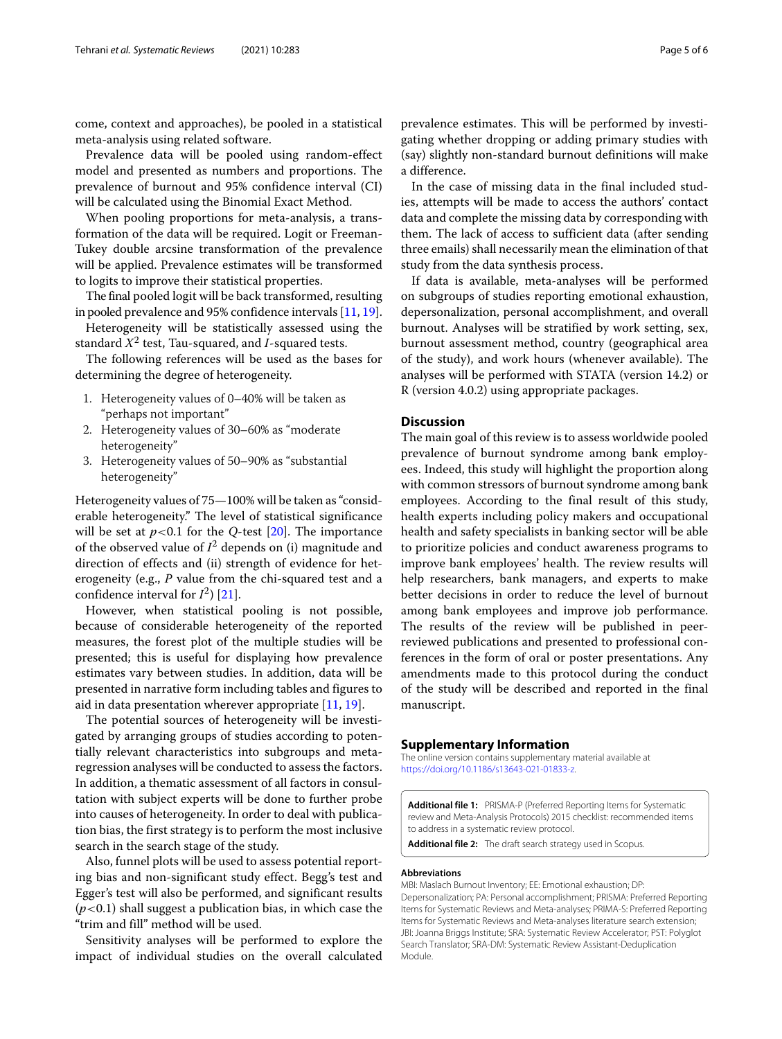come, context and approaches), be pooled in a statistical meta-analysis using related software.

Prevalence data will be pooled using random-effect model and presented as numbers and proportions. The prevalence of burnout and 95% confidence interval (CI) will be calculated using the Binomial Exact Method.

When pooling proportions for meta-analysis, a transformation of the data will be required. Logit or Freeman-Tukey double arcsine transformation of the prevalence will be applied. Prevalence estimates will be transformed to logits to improve their statistical properties.

The final pooled logit will be back transformed, resulting in pooled prevalence and 95% confidence intervals [11, 19].

Heterogeneity will be statistically assessed using the standard $X^2$ test, Tau-squared, and *I*-squared tests.

The following references will be used as the bases for determining the degree of heterogeneity.

1. Heterogeneity values of 0–40% will be taken as "perhaps not important"
2. Heterogeneity values of 30–60% as "moderate heterogeneity"
3. Heterogeneity values of 50–90% as "substantial heterogeneity"

Heterogeneity values of 75—100% will be taken as "considerable heterogeneity." The level of statistical significance will be set at $p<0.1$ for the *Q*-test [20]. The importance of the observed value of $I^2$ depends on (i) magnitude and direction of effects and (ii) strength of evidence for heterogeneity (e.g., *P* value from the chi-squared test and a confidence interval for $I^2$) [21].

However, when statistical pooling is not possible, because of considerable heterogeneity of the reported measures, the forest plot of the multiple studies will be presented; this is useful for displaying how prevalence estimates vary between studies. In addition, data will be presented in narrative form including tables and figures to aid in data presentation wherever appropriate [11, 19].

The potential sources of heterogeneity will be investigated by arranging groups of studies according to potentially relevant characteristics into subgroups and meta-regression analyses will be conducted to assess the factors. In addition, a thematic assessment of all factors in consultation with subject experts will be done to further probe into causes of heterogeneity. In order to deal with publication bias, the first strategy is to perform the most inclusive search in the search stage of the study.

Also, funnel plots will be used to assess potential reporting bias and non-significant study effect. Begg's test and Egger's test will also be performed, and significant results ($p<0.1$) shall suggest a publication bias, in which case the "trim and fill" method will be used.

Sensitivity analyses will be performed to explore the impact of individual studies on the overall calculated prevalence estimates. This will be performed by investigating whether dropping or adding primary studies with (say) slightly non-standard burnout definitions will make a difference.

In the case of missing data in the final included studies, attempts will be made to access the authors' contact data and complete the missing data by corresponding with them. The lack of access to sufficient data (after sending three emails) shall necessarily mean the elimination of that study from the data synthesis process.

If data is available, meta-analyses will be performed on subgroups of studies reporting emotional exhaustion, depersonalization, personal accomplishment, and overall burnout. Analyses will be stratified by work setting, sex, burnout assessment method, country (geographical area of the study), and work hours (whenever available). The analyses will be performed with STATA (version 14.2) or R (version 4.0.2) using appropriate packages.

## Discussion

The main goal of this review is to assess worldwide pooled prevalence of burnout syndrome among bank employees. Indeed, this study will highlight the proportion along with common stressors of burnout syndrome among bank employees. According to the final result of this study, health experts including policy makers and occupational health and safety specialists in banking sector will be able to prioritize policies and conduct awareness programs to improve bank employees' health. The review results will help researchers, bank managers, and experts to make better decisions in order to reduce the level of burnout among bank employees and improve job performance. The results of the review will be published in peer-reviewed publications and presented to professional conferences in the form of oral or poster presentations. Any amendments made to this protocol during the conduct of the study will be described and reported in the final manuscript.

## Supplementary Information

The online version contains supplementary material available at https://doi.org/10.1186/s13643-021-01833-z.

**Additional file 1:** PRISMA-P (Preferred Reporting Items for Systematic review and Meta-Analysis Protocols) 2015 checklist: recommended items to address in a systematic review protocol.

**Additional file 2:** The draft search strategy used in Scopus.

### Abbreviations

MBI: Maslach Burnout Inventory; EE: Emotional exhaustion; DP: Depersonalization; PA: Personal accomplishment; PRISMA: Preferred Reporting Items for Systematic Reviews and Meta-analyses; PRIMA-S: Preferred Reporting Items for Systematic Reviews and Meta-analyses literature search extension; JBI: Joanna Briggs Institute; SRA: Systematic Review Accelerator; PST: Polyglot Search Translator; SRA-DM: Systematic Review Assistant-Deduplication Module.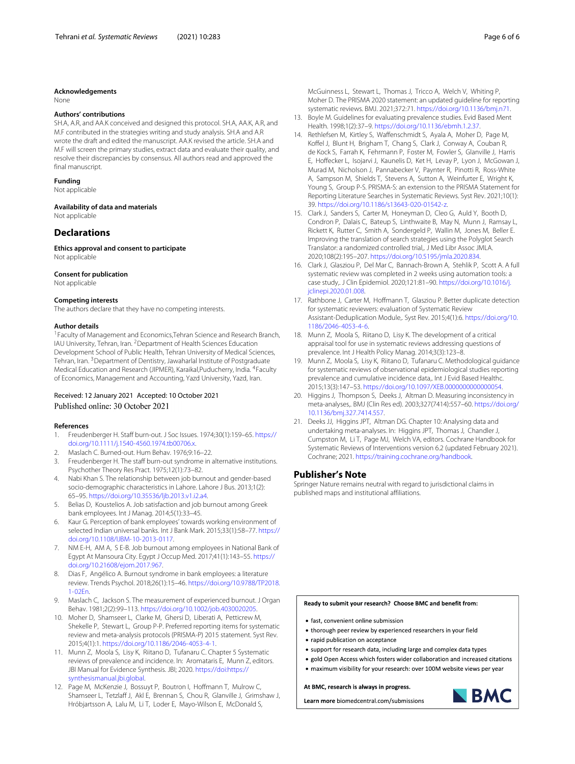### Acknowledgements

None

### Authors' contributions

SH.A, A.R, and AA.K conceived and designed this protocol. SH.A, AA.K, A.R, and M.F contributed in the strategies writing and study analysis. SH.A and A.R wrote the draft and edited the manuscript. AA.K revised the article. SH.A and M.F will screen the primary studies, extract data and evaluate their quality, and resolve their discrepancies by consensus. All authors read and approved the final manuscript.

### Funding

Not applicable

### Availability of data and materials

Not applicable

## Declarations

### Ethics approval and consent to participate

Not applicable

### Consent for publication

Not applicable

### Competing interests

The authors declare that they have no competing interests.

### Author details

[1]Faculty of Management and Economics,Tehran Science and Research Branch, IAU University, Tehran, Iran. [2]Department of Health Sciences Education Development School of Public Health, Tehran University of Medical Sciences, Tehran, Iran. [3]Department of Dentistry, Jawaharlal Institute of Postgraduate Medical Education and Research (JIPMER), Karaikal,Puducherry, India. [4]Faculty of Economics, Management and Accounting, Yazd University, Yazd, Iran.

Received: 12 January 2021 Accepted: 10 October 2021

Published online: 30 October 2021

### References

1. Freudenberger H. Staff burn-out. J Soc Issues. 1974;30(1):159–65. https://doi.org/10.1111/j.1540-4560.1974.tb00706.x.
2. Maslach C. Burned-out. Hum Behav. 1976;9:16–22.
3. Freudenberger H. The staff burn-out syndrome in alternative institutions. Psychother Theory Res Pract. 1975;12(1):73–82.
4. Nabi Khan S. The relationship between job burnout and gender-based socio-demographic characteristics in Lahore. Lahore J Bus. 2013;1(2):65–95. https://doi.org/10.35536/ljb.2013.v1.i2.a4.
5. Belias D, Koustelios A. Job satisfaction and job burnout among Greek bank employees. Int J Manag. 2014;5(1):33–45.
6. Kaur G. Perception of bank employees' towards working environment of selected Indian universal banks. Int J Bank Mark. 2015;33(1):58–77. https://doi.org/10.1108/IJBM-10-2013-0117.
7. NM E-H, AM A, S E-B. Job burnout among employees in National Bank of Egypt At Mansoura City. Egypt J Occup Med. 2017;41(1):143–55. https://doi.org/10.21608/ejom.2017.967.
8. Dias F, Angélico A. Burnout syndrome in bank employees: a literature review. Trends Psychol. 2018;26(1):15–46. https://doi.org/10.9788/TP2018.1-02En.
9. Maslach C, Jackson S. The measurement of experienced burnout. J Organ Behav. 1981;2(2):99–113. https://doi.org/10.1002/job.4030020205.
10. Moher D, Shamseer L, Clarke M, Ghersi D, Liberati A, Petticrew M, Shekelle P, Stewart L, Group P-P. Preferred reporting items for systematic review and meta-analysis protocols (PRISMA-P) 2015 statement. Syst Rev. 2015;4(1):1. https://doi.org/10.1186/2046-4053-4-1.
11. Munn Z, Moola S, Lisy K, Riitano D, Tufanaru C. Chapter 5 Systematic reviews of prevalence and incidence. In: Aromataris E, Munn Z, editors. JBI Manual for Evidence Synthesis. JBI; 2020. https://doi:https://synthesismanual.jbi.global.
12. Page M, McKenzie J, Bossuyt P, Boutron I, Hoffmann T, Mulrow C, Shamseer L, Tetzlaff J, Akl E, Brennan S, Chou R, Glanville J, Grimshaw J, Hróbjartsson A, Lalu M, Li T, Loder E, Mayo-Wilson E, McDonald S, McGuinness L, Stewart L, Thomas J, Tricco A, Welch V, Whiting P, Moher D. The PRISMA 2020 statement: an updated guideline for reporting systematic reviews. BMJ. 2021;372:71. https://doi.org/10.1136/bmj.n71.
13. Boyle M. Guidelines for evaluating prevalence studies. Evid Based Ment Health. 1998;1(2):37–9. https://doi.org/10.1136/ebmh.1.2.37.
14. Rethlefsen M, Kirtley S, Waffenschmidt S, Ayala A, Moher D, Page M, Koffel J, Blunt H, Brigham T, Chang S, Clark J, Conway A, Couban R, de Kock S, Farrah K, Fehrmann P, Foster M, Fowler S, Glanville J, Harris E, Hoffecker L, Isojarvi J, Kaunelis D, Ket H, Levay P, Lyon J, McGowan J, Murad M, Nicholson J, Pannabecker V, Paynter R, Pinotti R, Ross-White A, Sampson M, Shields T, Stevens A, Sutton A, Weinfurter E, Wright K, Young S, Group P-S. PRISMA-S: an extension to the PRISMA Statement for Reporting Literature Searches in Systematic Reviews. Syst Rev. 2021;10(1):39. https://doi.org/10.1186/s13643-020-01542-z.
15. Clark J, Sanders S, Carter M, Honeyman D, Cleo G, Auld Y, Booth D, Condron P, Dalais C, Bateup S, Linthwaite B, May N, Munn J, Ramsay L, Rickett K, Rutter C, Smith A, Sondergeld P, Wallin M, Jones M, Beller E. Improving the translation of search strategies using the Polyglot Search Translator: a randomized controlled trial,. J Med Libr Assoc JMLA. 2020;108(2):195–207. https://doi.org/10.5195/jmla.2020.834.
16. Clark J, Glasziou P, Del Mar C, Bannach-Brown A, Stehlik P, Scott A. A full systematic review was completed in 2 weeks using automation tools: a case study,. J Clin Epidemiol. 2020;121:81–90. https://doi.org/10.1016/j.jclinepi.2020.01.008.
17. Rathbone J, Carter M, Hoffmann T, Glasziou P. Better duplicate detection for systematic reviewers: evaluation of Systematic Review Assistant-Deduplication Module,. Syst Rev. 2015;4(1):6. https://doi.org/10.1186/2046-4053-4-6.
18. Munn Z, Moola S, Riitano D, Lisy K. The development of a critical appraisal tool for use in systematic reviews addressing questions of prevalence. Int J Health Policy Manag. 2014;3(3):123–8.
19. Munn Z, Moola S, Lisy K, Riitano D, Tufanaru C. Methodological guidance for systematic reviews of observational epidemiological studies reporting prevalence and cumulative incidence data,. Int J Evid Based Healthc. 2015;13(3):147–53. https://doi.org/10.1097/XEB.0000000000000054.
20. Higgins J, Thompson S, Deeks J, Altman D. Measuring inconsistency in meta-analyses,. BMJ (Clin Res ed). 2003;327(7414):557–60. https://doi.org/10.1136/bmj.327.7414.557.
21. Deeks JJ, Higgins JPT, Altman DG. Chapter 10: Analysing data and undertaking meta-analyses. In: Higgins JPT, Thomas J, Chandler J, Cumpston M, Li T, Page MJ, Welch VA, editors. Cochrane Handbook for Systematic Reviews of Interventions version 6.2 (updated February 2021). Cochrane; 2021. https://training.cochrane.org/handbook.

## Publisher's Note

Springer Nature remains neutral with regard to jurisdictional claims in published maps and institutional affiliations.

**Ready to submit your research? Choose BMC and benefit from:**

- fast, convenient online submission
- thorough peer review by experienced researchers in your field
- rapid publication on acceptance
- support for research data, including large and complex data types
- gold Open Access which fosters wider collaboration and increased citations
- maximum visibility for your research: over 100M website views per year

**At BMC, research is always in progress.**

**Learn more** biomedcentral.com/submissions

BMC